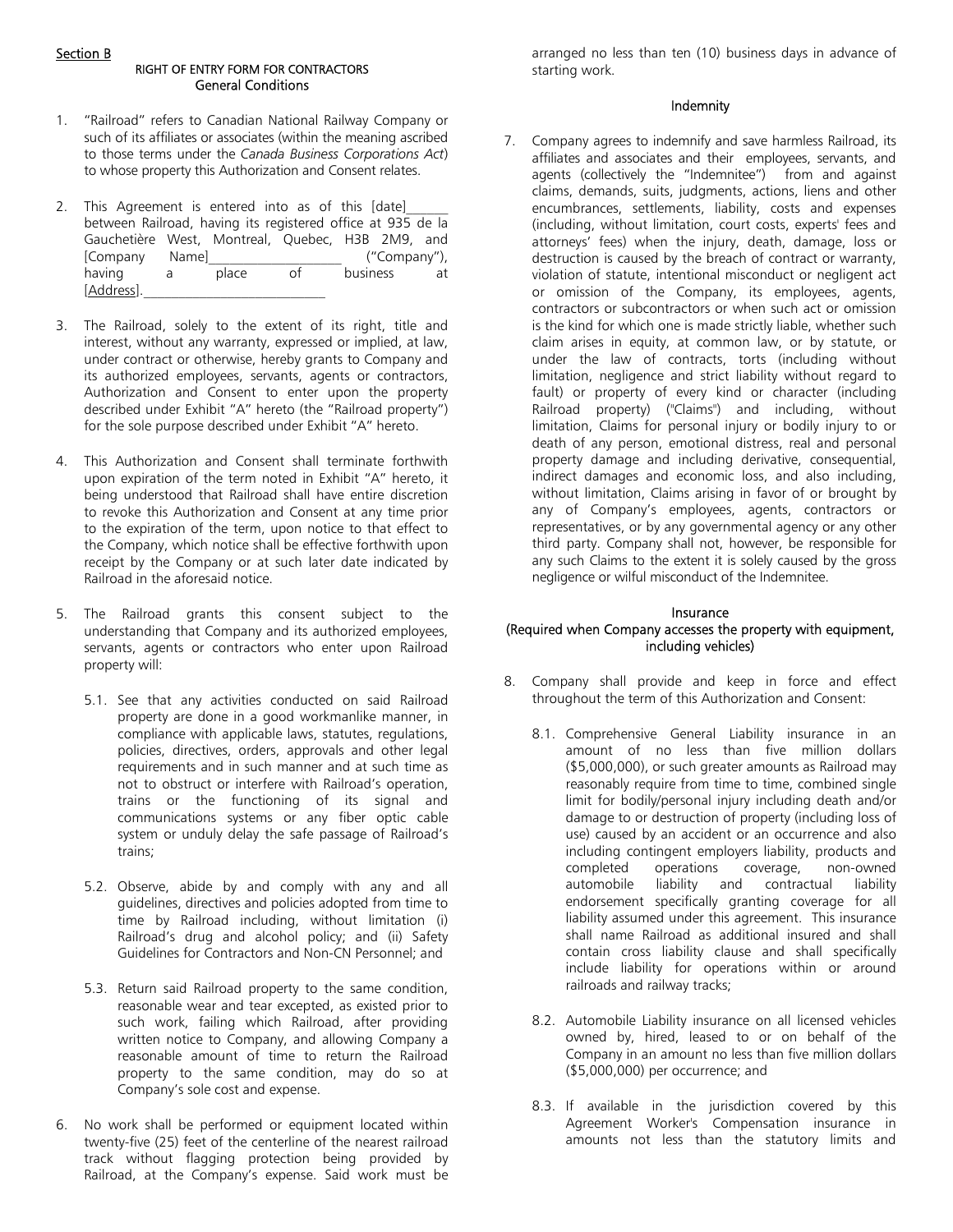Section B

## RIGHT OF ENTRY FORM FOR CONTRACTORS
### General Conditions

1. "Railroad" refers to Canadian National Railway Company or such of its affiliates or associates (within the meaning ascribed to those terms under the *Canada Business Corporations Act*) to whose property this Authorization and Consent relates.

2. This Agreement is entered into as of this [date]______ between Railroad, having its registered office at 935 de la Gauchetière West, Montreal, Quebec, H3B 2M9, and [Company Name]____________________ ("Company"), having a place of business at [Address].___________________________

3. The Railroad, solely to the extent of its right, title and interest, without any warranty, expressed or implied, at law, under contract or otherwise, hereby grants to Company and its authorized employees, servants, agents or contractors, Authorization and Consent to enter upon the property described under Exhibit "A" hereto (the "Railroad property") for the sole purpose described under Exhibit "A" hereto.

4. This Authorization and Consent shall terminate forthwith upon expiration of the term noted in Exhibit "A" hereto, it being understood that Railroad shall have entire discretion to revoke this Authorization and Consent at any time prior to the expiration of the term, upon notice to that effect to the Company, which notice shall be effective forthwith upon receipt by the Company or at such later date indicated by Railroad in the aforesaid notice.

5. The Railroad grants this consent subject to the understanding that Company and its authorized employees, servants, agents or contractors who enter upon Railroad property will:

   5.1. See that any activities conducted on said Railroad property are done in a good workmanlike manner, in compliance with applicable laws, statutes, regulations, policies, directives, orders, approvals and other legal requirements and in such manner and at such time as not to obstruct or interfere with Railroad's operation, trains or the functioning of its signal and communications systems or any fiber optic cable system or unduly delay the safe passage of Railroad's trains;

   5.2. Observe, abide by and comply with any and all guidelines, directives and policies adopted from time to time by Railroad including, without limitation (i) Railroad's drug and alcohol policy; and (ii) Safety Guidelines for Contractors and Non-CN Personnel; and

   5.3. Return said Railroad property to the same condition, reasonable wear and tear excepted, as existed prior to such work, failing which Railroad, after providing written notice to Company, and allowing Company a reasonable amount of time to return the Railroad property to the same condition, may do so at Company's sole cost and expense.

6. No work shall be performed or equipment located within twenty-five (25) feet of the centerline of the nearest railroad track without flagging protection being provided by Railroad, at the Company's expense. Said work must be arranged no less than ten (10) business days in advance of starting work.

### Indemnity

7. Company agrees to indemnify and save harmless Railroad, its affiliates and associates and their employees, servants, and agents (collectively the "Indemnitee") from and against claims, demands, suits, judgments, actions, liens and other encumbrances, settlements, liability, costs and expenses (including, without limitation, court costs, experts' fees and attorneys' fees) when the injury, death, damage, loss or destruction is caused by the breach of contract or warranty, violation of statute, intentional misconduct or negligent act or omission of the Company, its employees, agents, contractors or subcontractors or when such act or omission is the kind for which one is made strictly liable, whether such claim arises in equity, at common law, or by statute, or under the law of contracts, torts (including without limitation, negligence and strict liability without regard to fault) or property of every kind or character (including Railroad property) ("Claims") and including, without limitation, Claims for personal injury or bodily injury to or death of any person, emotional distress, real and personal property damage and including derivative, consequential, indirect damages and economic loss, and also including, without limitation, Claims arising in favor of or brought by any of Company's employees, agents, contractors or representatives, or by any governmental agency or any other third party. Company shall not, however, be responsible for any such Claims to the extent it is solely caused by the gross negligence or wilful misconduct of the Indemnitee.

### Insurance
### (Required when Company accesses the property with equipment, including vehicles)

8. Company shall provide and keep in force and effect throughout the term of this Authorization and Consent:

   8.1. Comprehensive General Liability insurance in an amount of no less than five million dollars ($5,000,000), or such greater amounts as Railroad may reasonably require from time to time, combined single limit for bodily/personal injury including death and/or damage to or destruction of property (including loss of use) caused by an accident or an occurrence and also including contingent employers liability, products and completed operations coverage, non-owned automobile liability and contractual liability endorsement specifically granting coverage for all liability assumed under this agreement. This insurance shall name Railroad as additional insured and shall contain cross liability clause and shall specifically include liability for operations within or around railroads and railway tracks;

   8.2. Automobile Liability insurance on all licensed vehicles owned by, hired, leased to or on behalf of the Company in an amount no less than five million dollars ($5,000,000) per occurrence; and

   8.3. If available in the jurisdiction covered by this Agreement Worker's Compensation insurance in amounts not less than the statutory limits and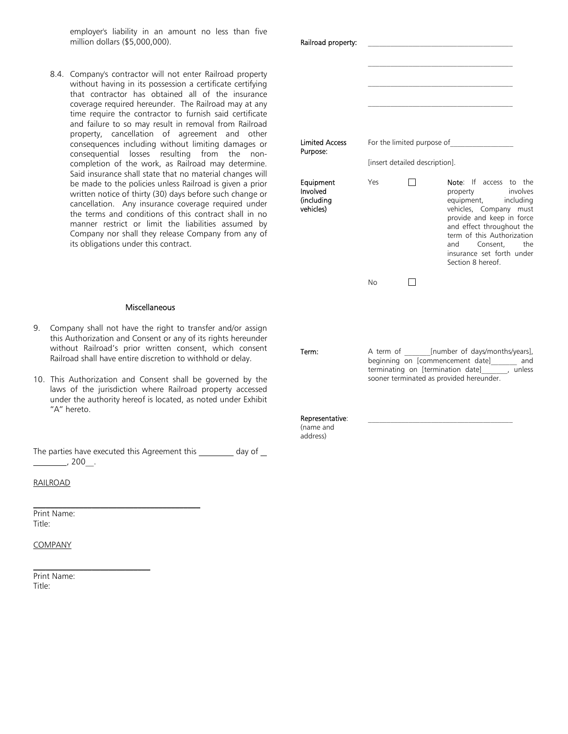employer's liability in an amount no less than five million dollars ($5,000,000).

8.4. Company's contractor will not enter Railroad property without having in its possession a certificate certifying that contractor has obtained all of the insurance coverage required hereunder. The Railroad may at any time require the contractor to furnish said certificate and failure to so may result in removal from Railroad property, cancellation of agreement and other consequences including without limiting damages or consequential losses resulting from the non-completion of the work, as Railroad may determine. Said insurance shall state that no material changes will be made to the policies unless Railroad is given a prior written notice of thirty (30) days before such change or cancellation. Any insurance coverage required under the terms and conditions of this contract shall in no manner restrict or limit the liabilities assumed by Company nor shall they release Company from any of its obligations under this contract.

## Miscellaneous

9. Company shall not have the right to transfer and/or assign this Authorization and Consent or any of its rights hereunder without Railroad's prior written consent, which consent Railroad shall have entire discretion to withhold or delay.

10. This Authorization and Consent shall be governed by the laws of the jurisdiction where Railroad property accessed under the authority hereof is located, as noted under Exhibit "A" hereto.

The parties have executed this Agreement this ________ day of __________, 200__.

RAILROAD

________________________________
Print Name:
Title:

COMPANY

________________________
Print Name:
Title:

**Railroad property:** ________________________________

________________________________

________________________________

________________________________

**Limited Access Purpose:** For the limited purpose of________________ [insert detailed description].

**Equipment Involved (including vehicles)**

Yes ☐ **Note**: If access to the property involves equipment, including vehicles, Company must provide and keep in force and effect throughout the term of this Authorization and Consent, the insurance set forth under Section 8 hereof.

No ☐

**Term:** A term of _______[number of days/months/years], beginning on [commencement date]_______ and terminating on [termination date]_______, unless sooner terminated as provided hereunder.

**Representative**: (name and address) ________________________________